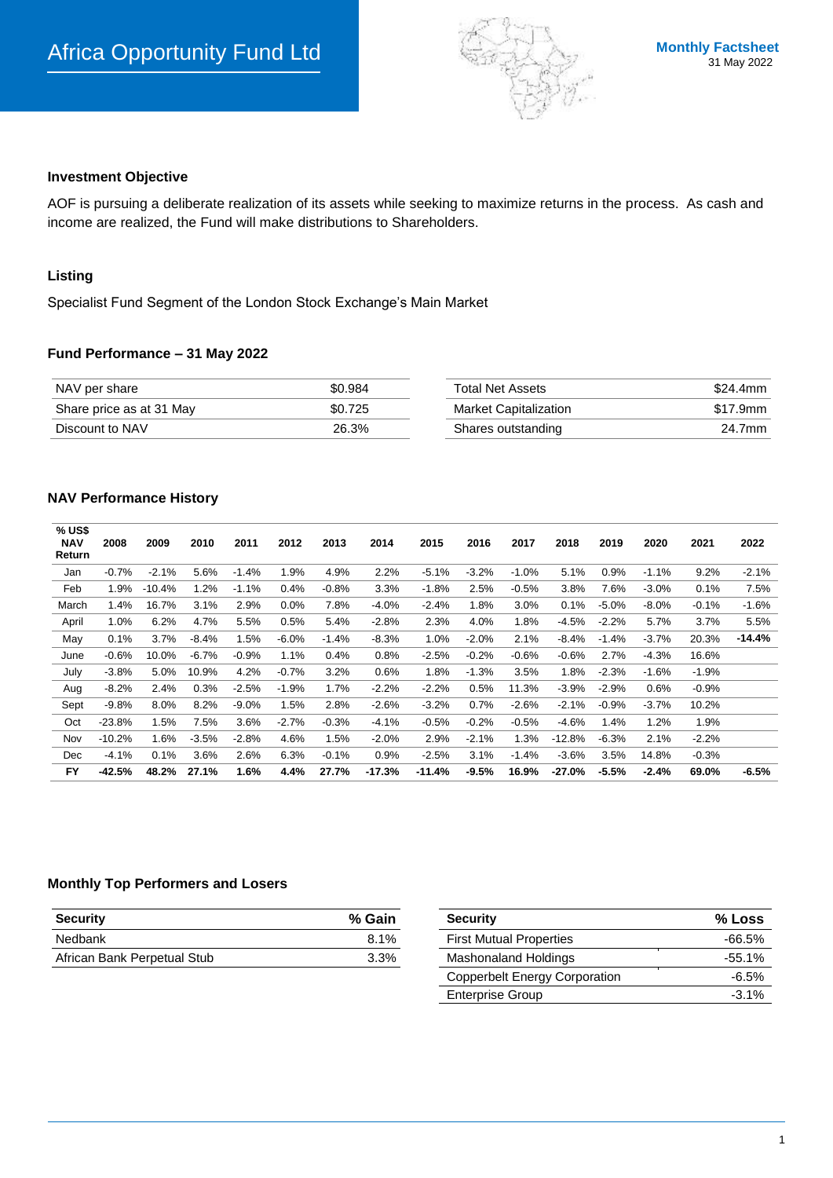# Africa Opportunity Fund Ltd

**Monthly Factsheet**
31 May 2022

### Investment Objective

AOF is pursuing a deliberate realization of its assets while seeking to maximize returns in the process. As cash and income are realized, the Fund will make distributions to Shareholders.

### Listing

Specialist Fund Segment of the London Stock Exchange's Main Market

### Fund Performance – 31 May 2022

| | |
|---|---|
| NAV per share | $0.984 |
| Share price as at 31 May | $0.725 |
| Discount to NAV | 26.3% |

| | |
|---|---|
| Total Net Assets | $24.4mm |
| Market Capitalization | $17.9mm |
| Shares outstanding | 24.7mm |

### NAV Performance History

| % US$ NAV Return | 2008 | 2009 | 2010 | 2011 | 2012 | 2013 | 2014 | 2015 | 2016 | 2017 | 2018 | 2019 | 2020 | 2021 | 2022 |
|---|---|---|---|---|---|---|---|---|---|---|---|---|---|---|---|
| Jan | -0.7% | -2.1% | 5.6% | -1.4% | 1.9% | 4.9% | 2.2% | -5.1% | -3.2% | -1.0% | 5.1% | 0.9% | -1.1% | 9.2% | -2.1% |
| Feb | 1.9% | -10.4% | 1.2% | -1.1% | 0.4% | -0.8% | 3.3% | -1.8% | 2.5% | -0.5% | 3.8% | 7.6% | -3.0% | 0.1% | 7.5% |
| March | 1.4% | 16.7% | 3.1% | 2.9% | 0.0% | 7.8% | -4.0% | -2.4% | 1.8% | 3.0% | 0.1% | -5.0% | -8.0% | -0.1% | -1.6% |
| April | 1.0% | 6.2% | 4.7% | 5.5% | 0.5% | 5.4% | -2.8% | 2.3% | 4.0% | 1.8% | -4.5% | -2.2% | 5.7% | 3.7% | 5.5% |
| May | 0.1% | 3.7% | -8.4% | 1.5% | -6.0% | -1.4% | -8.3% | 1.0% | -2.0% | 2.1% | -8.4% | -1.4% | -3.7% | 20.3% | **-14.4%** |
| June | -0.6% | 10.0% | -6.7% | -0.9% | 1.1% | 0.4% | 0.8% | -2.5% | -0.2% | -0.6% | -0.6% | 2.7% | -4.3% | 16.6% | |
| July | -3.8% | 5.0% | 10.9% | 4.2% | -0.7% | 3.2% | 0.6% | 1.8% | -1.3% | 3.5% | 1.8% | -2.3% | -1.6% | -1.9% | |
| Aug | -8.2% | 2.4% | 0.3% | -2.5% | -1.9% | 1.7% | -2.2% | -2.2% | 0.5% | 11.3% | -3.9% | -2.9% | 0.6% | -0.9% | |
| Sept | -9.8% | 8.0% | 8.2% | -9.0% | 1.5% | 2.8% | -2.6% | -3.2% | 0.7% | -2.6% | -2.1% | -0.9% | -3.7% | 10.2% | |
| Oct | -23.8% | 1.5% | 7.5% | 3.6% | -2.7% | -0.3% | -4.1% | -0.5% | -0.2% | -0.5% | -4.6% | 1.4% | 1.2% | 1.9% | |
| Nov | -10.2% | 1.6% | -3.5% | -2.8% | 4.6% | 1.5% | -2.0% | 2.9% | -2.1% | 1.3% | -12.8% | -6.3% | 2.1% | -2.2% | |
| Dec | -4.1% | 0.1% | 3.6% | 2.6% | 6.3% | -0.1% | 0.9% | -2.5% | 3.1% | -1.4% | -3.6% | 3.5% | 14.8% | -0.3% | |
| **FY** | **-42.5%** | **48.2%** | **27.1%** | **1.6%** | **4.4%** | **27.7%** | **-17.3%** | **-11.4%** | **-9.5%** | **16.9%** | **-27.0%** | **-5.5%** | **-2.4%** | **69.0%** | **-6.5%** |

### Monthly Top Performers and Losers

| Security | % Gain |
|---|---|
| Nedbank | 8.1% |
| African Bank Perpetual Stub | 3.3% |

| Security | % Loss |
|---|---|
| First Mutual Properties | -66.5% |
| Mashonaland Holdings | -55.1% |
| Copperbelt Energy Corporation | -6.5% |
| Enterprise Group | -3.1% |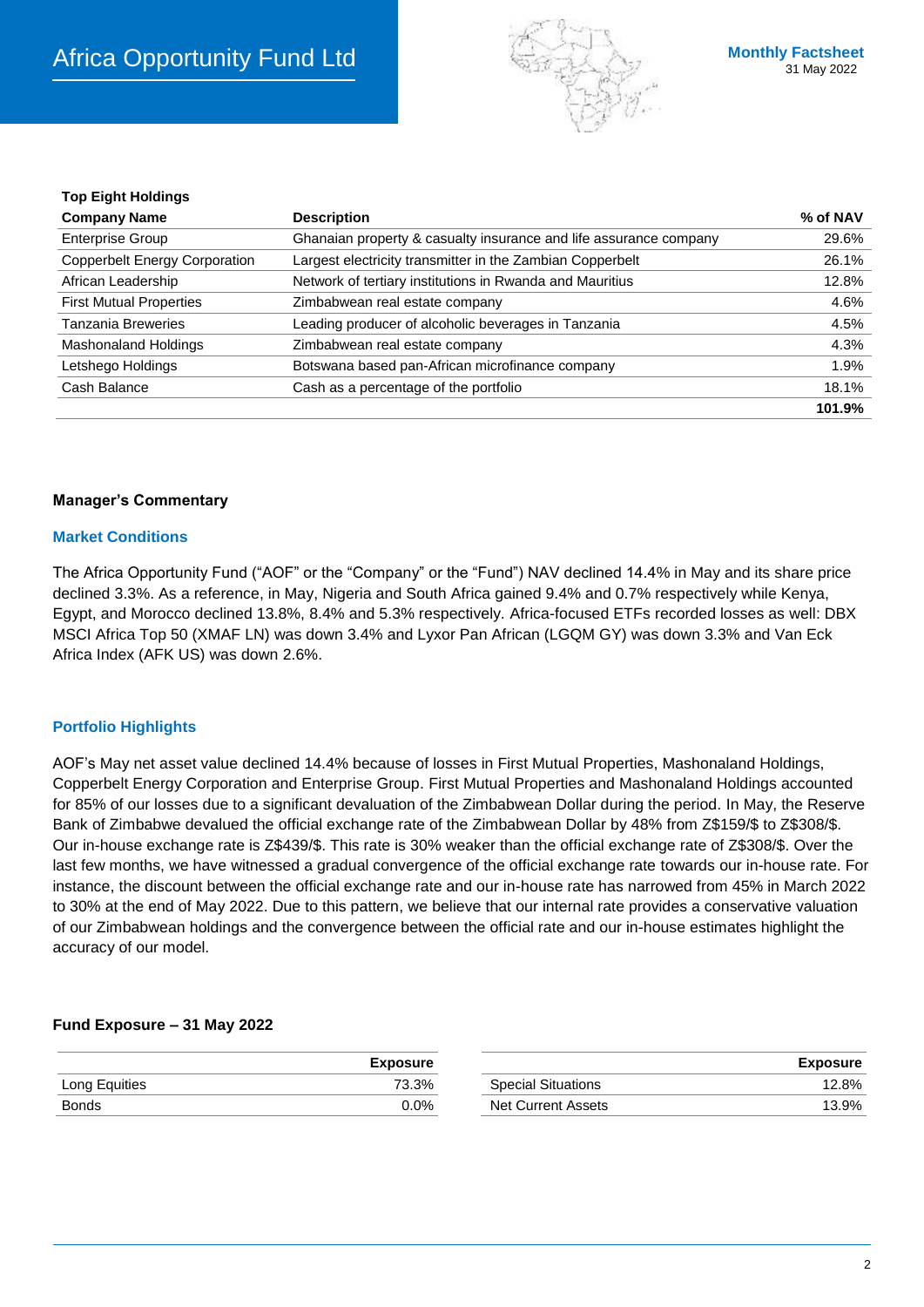**Top Eight Holdings**

| Company Name | Description | % of NAV |
|---|---|---|
| Enterprise Group | Ghanaian property & casualty insurance and life assurance company | 29.6% |
| Copperbelt Energy Corporation | Largest electricity transmitter in the Zambian Copperbelt | 26.1% |
| African Leadership | Network of tertiary institutions in Rwanda and Mauritius | 12.8% |
| First Mutual Properties | Zimbabwean real estate company | 4.6% |
| Tanzania Breweries | Leading producer of alcoholic beverages in Tanzania | 4.5% |
| Mashonaland Holdings | Zimbabwean real estate company | 4.3% |
| Letshego Holdings | Botswana based pan-African microfinance company | 1.9% |
| Cash Balance | Cash as a percentage of the portfolio | 18.1% |
| | | **101.9%** |

## Manager's Commentary

### Market Conditions

The Africa Opportunity Fund ("AOF" or the "Company" or the "Fund") NAV declined 14.4% in May and its share price declined 3.3%. As a reference, in May, Nigeria and South Africa gained 9.4% and 0.7% respectively while Kenya, Egypt, and Morocco declined 13.8%, 8.4% and 5.3% respectively. Africa-focused ETFs recorded losses as well: DBX MSCI Africa Top 50 (XMAF LN) was down 3.4% and Lyxor Pan African (LGQM GY) was down 3.3% and Van Eck Africa Index (AFK US) was down 2.6%.

### Portfolio Highlights

AOF's May net asset value declined 14.4% because of losses in First Mutual Properties, Mashonaland Holdings, Copperbelt Energy Corporation and Enterprise Group. First Mutual Properties and Mashonaland Holdings accounted for 85% of our losses due to a significant devaluation of the Zimbabwean Dollar during the period. In May, the Reserve Bank of Zimbabwe devalued the official exchange rate of the Zimbabwean Dollar by 48% from Z$159/$ to Z$308/$. Our in-house exchange rate is Z$439/$. This rate is 30% weaker than the official exchange rate of Z$308/$. Over the last few months, we have witnessed a gradual convergence of the official exchange rate towards our in-house rate. For instance, the discount between the official exchange rate and our in-house rate has narrowed from 45% in March 2022 to 30% at the end of May 2022. Due to this pattern, we believe that our internal rate provides a conservative valuation of our Zimbabwean holdings and the convergence between the official rate and our in-house estimates highlight the accuracy of our model.

**Fund Exposure – 31 May 2022**

| | Exposure |
|---|---|
| Long Equities | 73.3% |
| Bonds | 0.0% |
| Special Situations | 12.8% |
| Net Current Assets | 13.9% |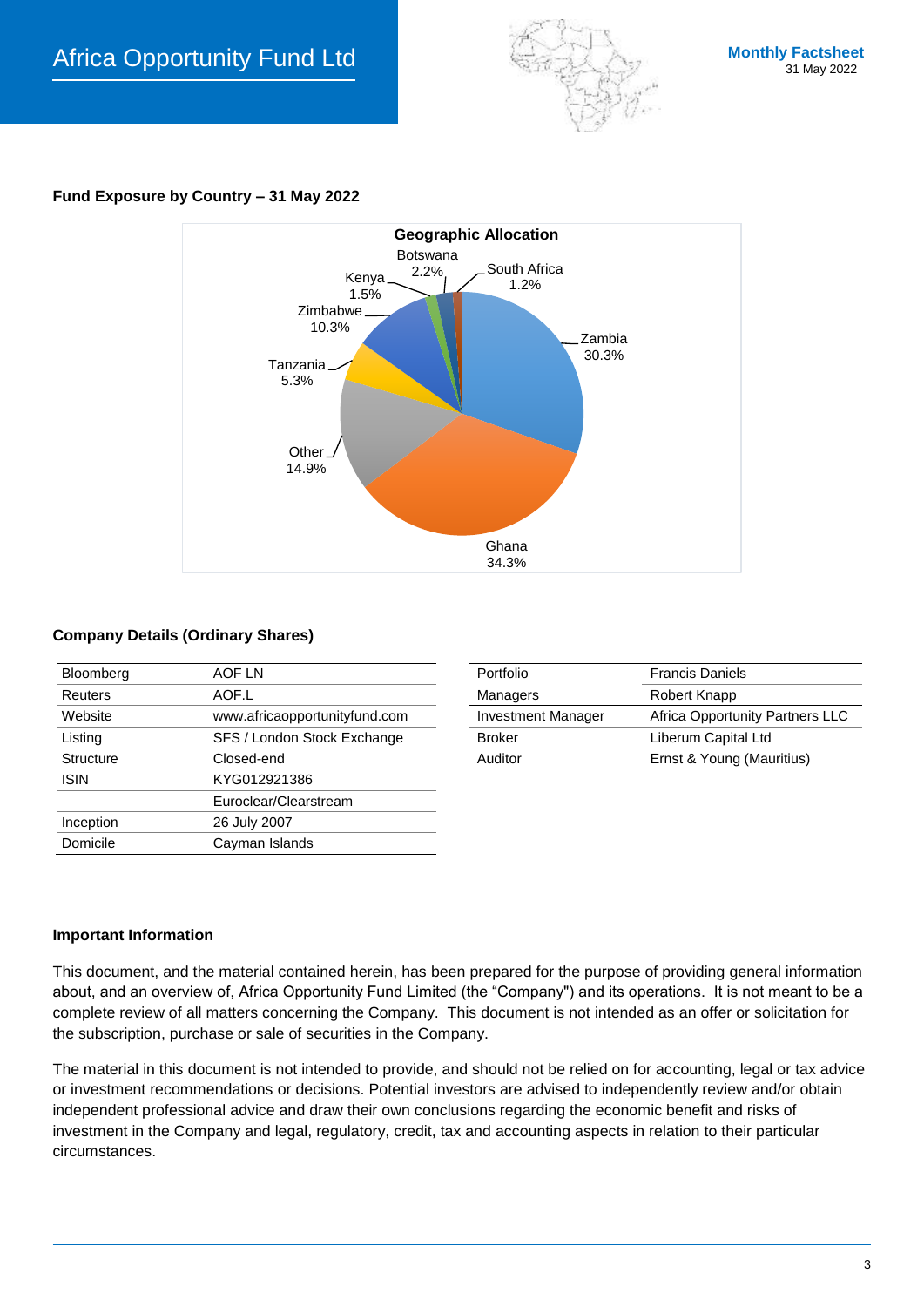# Africa Opportunity Fund Ltd

**Monthly Factsheet**
31 May 2022

**Fund Exposure by Country – 31 May 2022**

**Geographic Allocation**

| Country | Allocation |
|---|---|
| Ghana | 34.3% |
| Zambia | 30.3% |
| Other | 14.9% |
| Zimbabwe | 10.3% |
| Tanzania | 5.3% |
| Botswana | 2.2% |
| Kenya | 1.5% |
| South Africa | 1.2% |

**Company Details (Ordinary Shares)**

| | |
|---|---|
| Bloomberg | AOF LN |
| Reuters | AOF.L |
| Website | www.africaopportunityfund.com |
| Listing | SFS / London Stock Exchange |
| Structure | Closed-end |
| ISIN | KYG012921386 |
| | Euroclear/Clearstream |
| Inception | 26 July 2007 |
| Domicile | Cayman Islands |

| | |
|---|---|
| Portfolio Managers | Francis Daniels<br>Robert Knapp |
| Investment Manager | Africa Opportunity Partners LLC |
| Broker | Liberum Capital Ltd |
| Auditor | Ernst & Young (Mauritius) |

**Important Information**

This document, and the material contained herein, has been prepared for the purpose of providing general information about, and an overview of, Africa Opportunity Fund Limited (the "Company") and its operations. It is not meant to be a complete review of all matters concerning the Company. This document is not intended as an offer or solicitation for the subscription, purchase or sale of securities in the Company.

The material in this document is not intended to provide, and should not be relied on for accounting, legal or tax advice or investment recommendations or decisions. Potential investors are advised to independently review and/or obtain independent professional advice and draw their own conclusions regarding the economic benefit and risks of investment in the Company and legal, regulatory, credit, tax and accounting aspects in relation to their particular circumstances.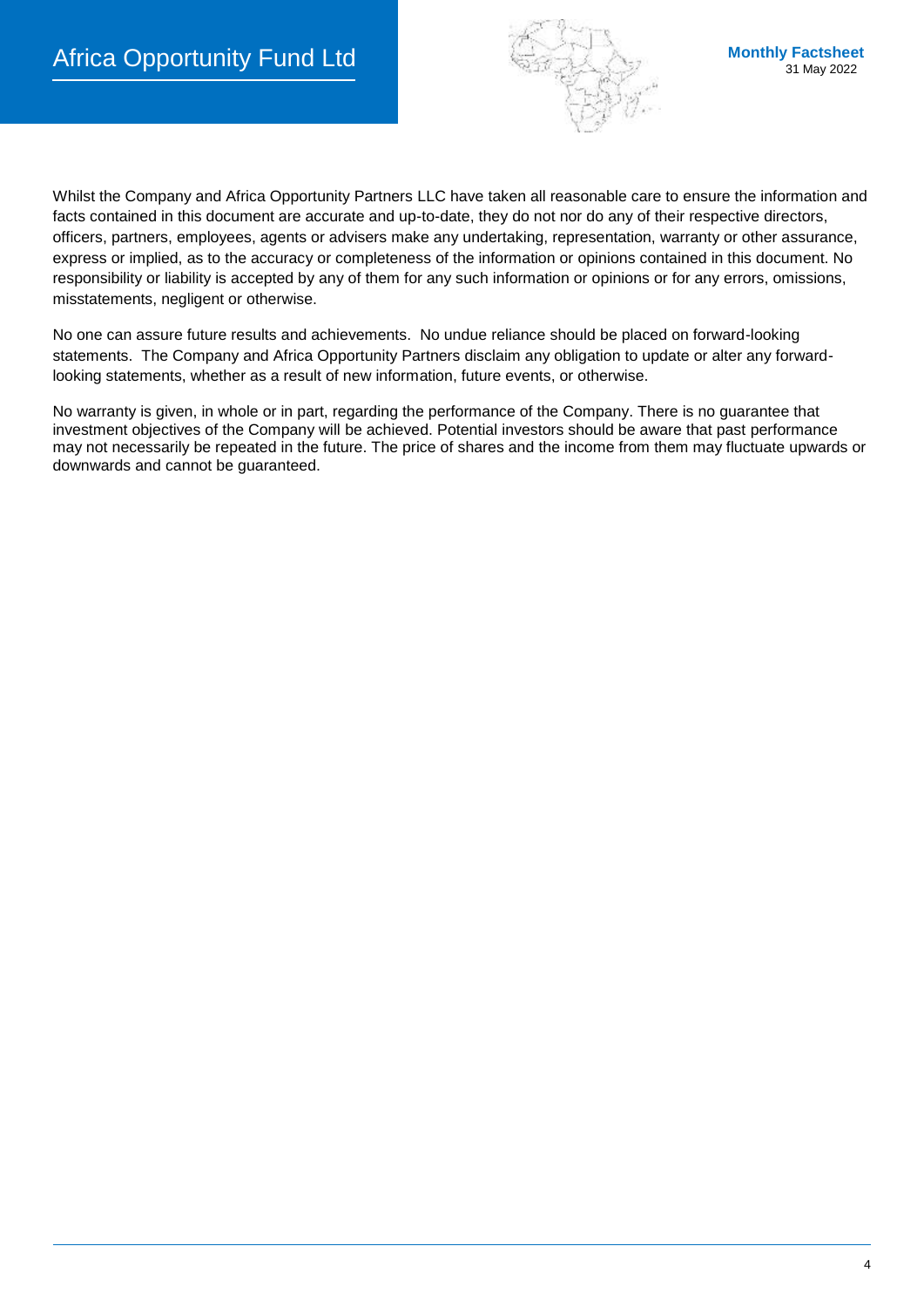Whilst the Company and Africa Opportunity Partners LLC have taken all reasonable care to ensure the information and facts contained in this document are accurate and up-to-date, they do not nor do any of their respective directors, officers, partners, employees, agents or advisers make any undertaking, representation, warranty or other assurance, express or implied, as to the accuracy or completeness of the information or opinions contained in this document. No responsibility or liability is accepted by any of them for any such information or opinions or for any errors, omissions, misstatements, negligent or otherwise.

No one can assure future results and achievements. No undue reliance should be placed on forward-looking statements. The Company and Africa Opportunity Partners disclaim any obligation to update or alter any forward-looking statements, whether as a result of new information, future events, or otherwise.

No warranty is given, in whole or in part, regarding the performance of the Company. There is no guarantee that investment objectives of the Company will be achieved. Potential investors should be aware that past performance may not necessarily be repeated in the future. The price of shares and the income from them may fluctuate upwards or downwards and cannot be guaranteed.